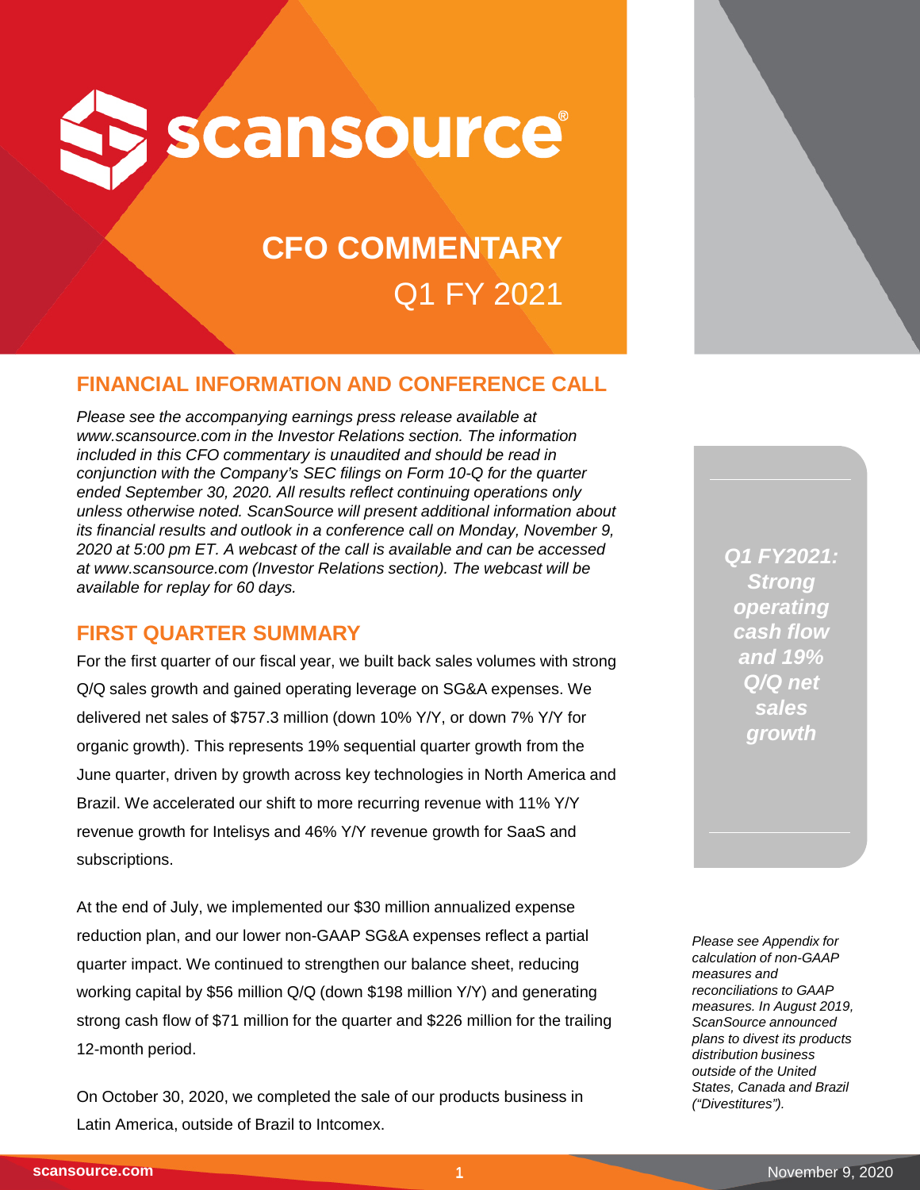# scansource®

# CFO COMMENTARY
## Q1 FY 2021

## FINANCIAL INFORMATION AND CONFERENCE CALL

*Please see the accompanying earnings press release available at www.scansource.com in the Investor Relations section. The information included in this CFO commentary is unaudited and should be read in conjunction with the Company's SEC filings on Form 10-Q for the quarter ended September 30, 2020. All results reflect continuing operations only unless otherwise noted. ScanSource will present additional information about its financial results and outlook in a conference call on Monday, November 9, 2020 at 5:00 pm ET. A webcast of the call is available and can be accessed at www.scansource.com (Investor Relations section). The webcast will be available for replay for 60 days.*

## FIRST QUARTER SUMMARY

For the first quarter of our fiscal year, we built back sales volumes with strong Q/Q sales growth and gained operating leverage on SG&A expenses. We delivered net sales of $757.3 million (down 10% Y/Y, or down 7% Y/Y for organic growth). This represents 19% sequential quarter growth from the June quarter, driven by growth across key technologies in North America and Brazil. We accelerated our shift to more recurring revenue with 11% Y/Y revenue growth for Intelisys and 46% Y/Y revenue growth for SaaS and subscriptions.

At the end of July, we implemented our $30 million annualized expense reduction plan, and our lower non-GAAP SG&A expenses reflect a partial quarter impact. We continued to strengthen our balance sheet, reducing working capital by $56 million Q/Q (down $198 million Y/Y) and generating strong cash flow of $71 million for the quarter and $226 million for the trailing 12-month period.

On October 30, 2020, we completed the sale of our products business in Latin America, outside of Brazil to Intcomex.

***Q1 FY2021: Strong operating cash flow and 19% Q/Q net sales growth***

*Please see Appendix for calculation of non-GAAP measures and reconciliations to GAAP measures. In August 2019, ScanSource announced plans to divest its products distribution business outside of the United States, Canada and Brazil ("Divestitures").*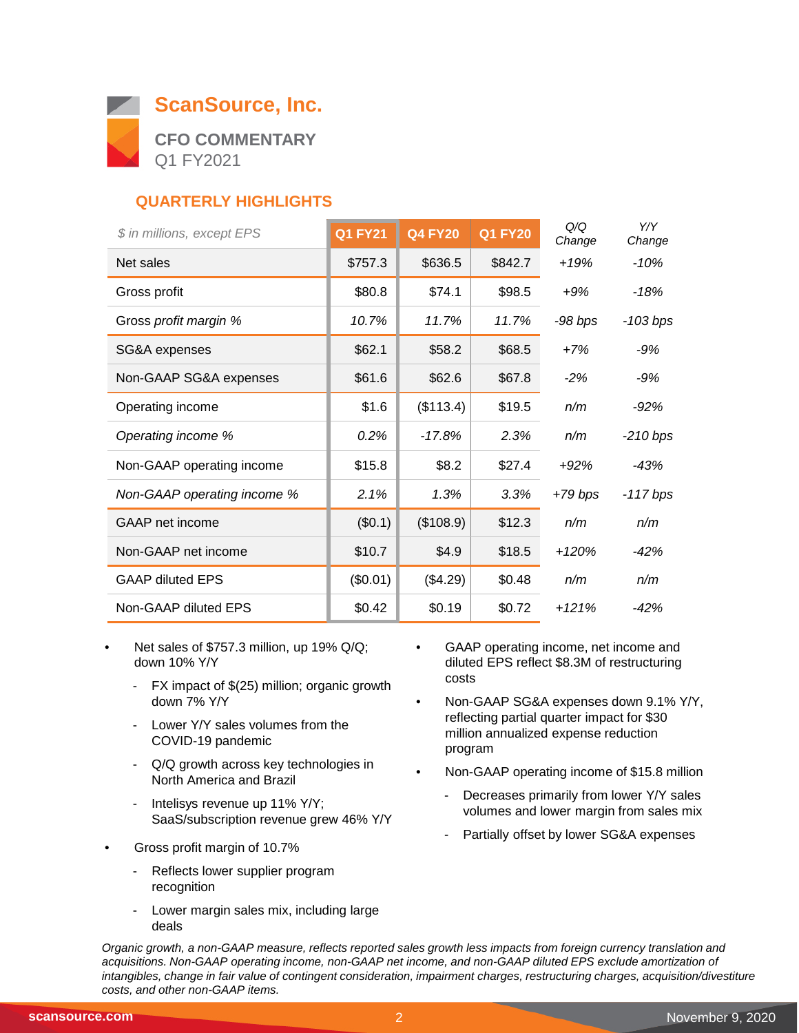# ScanSource, Inc.

## CFO COMMENTARY

Q1 FY2021

### QUARTERLY HIGHLIGHTS

| *$ in millions, except EPS* | Q1 FY21 | Q4 FY20 | Q1 FY20 | *Q/Q Change* | *Y/Y Change* |
|---|---|---|---|---|---|
| Net sales | $757.3 | $636.5 | $842.7 | *+19%* | *-10%* |
| Gross profit | $80.8 | $74.1 | $98.5 | *+9%* | *-18%* |
| Gross *profit margin %* | *10.7%* | *11.7%* | *11.7%* | *-98 bps* | *-103 bps* |
| SG&A expenses | $62.1 | $58.2 | $68.5 | *+7%* | *-9%* |
| Non-GAAP SG&A expenses | $61.6 | $62.6 | $67.8 | *-2%* | *-9%* |
| Operating income | $1.6 | ($113.4) | $19.5 | *n/m* | *-92%* |
| *Operating income %* | *0.2%* | *-17.8%* | *2.3%* | *n/m* | *-210 bps* |
| Non-GAAP operating income | $15.8 | $8.2 | $27.4 | *+92%* | *-43%* |
| *Non-GAAP operating income %* | *2.1%* | *1.3%* | *3.3%* | *+79 bps* | *-117 bps* |
| GAAP net income | ($0.1) | ($108.9) | $12.3 | *n/m* | *n/m* |
| Non-GAAP net income | $10.7 | $4.9 | $18.5 | *+120%* | *-42%* |
| GAAP diluted EPS | ($0.01) | ($4.29) | $0.48 | *n/m* | *n/m* |
| Non-GAAP diluted EPS | $0.42 | $0.19 | $0.72 | *+121%* | *-42%* |

- Net sales of $757.3 million, up 19% Q/Q; down 10% Y/Y
  - FX impact of $(25) million; organic growth down 7% Y/Y
  - Lower Y/Y sales volumes from the COVID-19 pandemic
  - Q/Q growth across key technologies in North America and Brazil
  - Intelisys revenue up 11% Y/Y; SaaS/subscription revenue grew 46% Y/Y
- Gross profit margin of 10.7%
  - Reflects lower supplier program recognition
  - Lower margin sales mix, including large deals
- GAAP operating income, net income and diluted EPS reflect $8.3M of restructuring costs
- Non-GAAP SG&A expenses down 9.1% Y/Y, reflecting partial quarter impact for $30 million annualized expense reduction program
- Non-GAAP operating income of $15.8 million
  - Decreases primarily from lower Y/Y sales volumes and lower margin from sales mix
  - Partially offset by lower SG&A expenses

*Organic growth, a non-GAAP measure, reflects reported sales growth less impacts from foreign currency translation and acquisitions. Non-GAAP operating income, non-GAAP net income, and non-GAAP diluted EPS exclude amortization of intangibles, change in fair value of contingent consideration, impairment charges, restructuring charges, acquisition/divestiture costs, and other non-GAAP items.*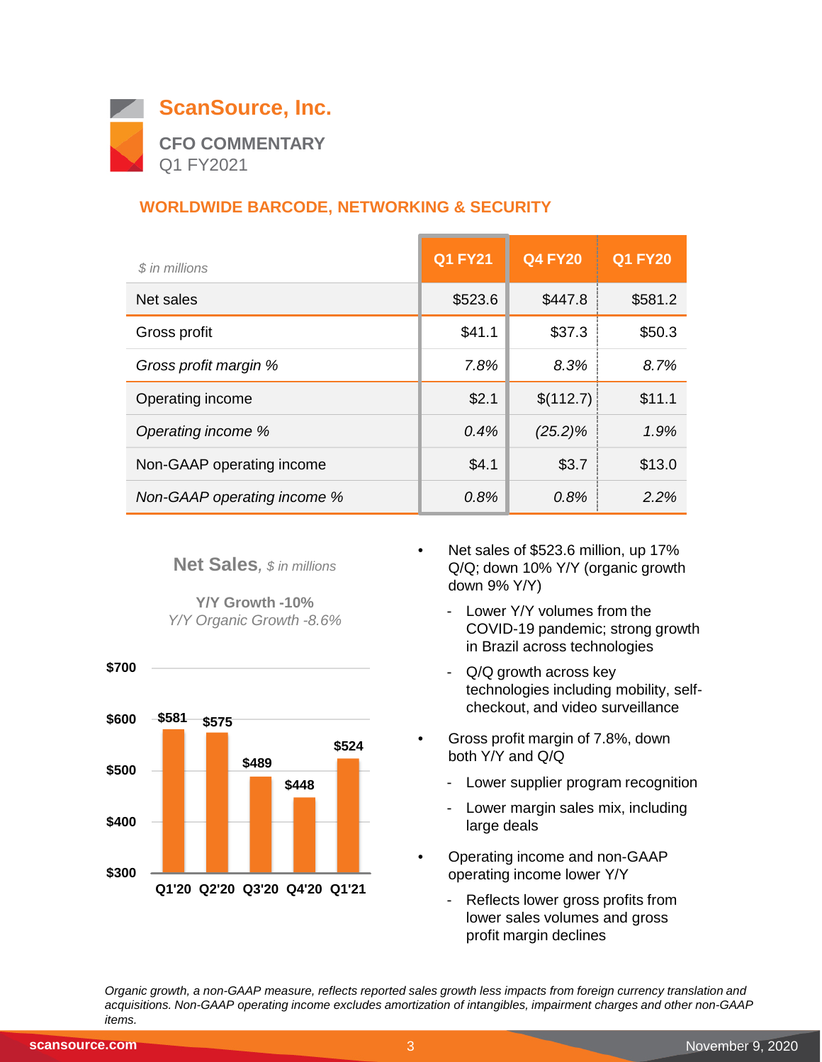# ScanSource, Inc.

**CFO COMMENTARY**
Q1 FY2021

## WORLDWIDE BARCODE, NETWORKING & SECURITY

| *$ in millions* | Q1 FY21 | Q4 FY20 | Q1 FY20 |
|---|---|---|---|
| Net sales | $523.6 | $447.8 | $581.2 |
| Gross profit | $41.1 | $37.3 | $50.3 |
| *Gross profit margin %* | *7.8%* | *8.3%* | *8.7%* |
| Operating income | $2.1 | $(112.7) | $11.1 |
| *Operating income %* | *0.4%* | *(25.2)%* | *1.9%* |
| Non-GAAP operating income | $4.1 | $3.7 | $13.0 |
| *Non-GAAP operating income %* | *0.8%* | *0.8%* | *2.2%* |

**Net Sales**, *$ in millions*

**Y/Y Growth -10%**
*Y/Y Organic Growth -8.6%*

| Quarter | Net Sales |
|---|---|
| Q1'20 | $581 |
| Q2'20 | $575 |
| Q3'20 | $489 |
| Q4'20 | $448 |
| Q1'21 | $524 |

- Net sales of $523.6 million, up 17% Q/Q; down 10% Y/Y (organic growth down 9% Y/Y)
  - Lower Y/Y volumes from the COVID-19 pandemic; strong growth in Brazil across technologies
  - Q/Q growth across key technologies including mobility, self-checkout, and video surveillance
- Gross profit margin of 7.8%, down both Y/Y and Q/Q
  - Lower supplier program recognition
  - Lower margin sales mix, including large deals
- Operating income and non-GAAP operating income lower Y/Y
  - Reflects lower gross profits from lower sales volumes and gross profit margin declines

*Organic growth, a non-GAAP measure, reflects reported sales growth less impacts from foreign currency translation and acquisitions. Non-GAAP operating income excludes amortization of intangibles, impairment charges and other non-GAAP items.*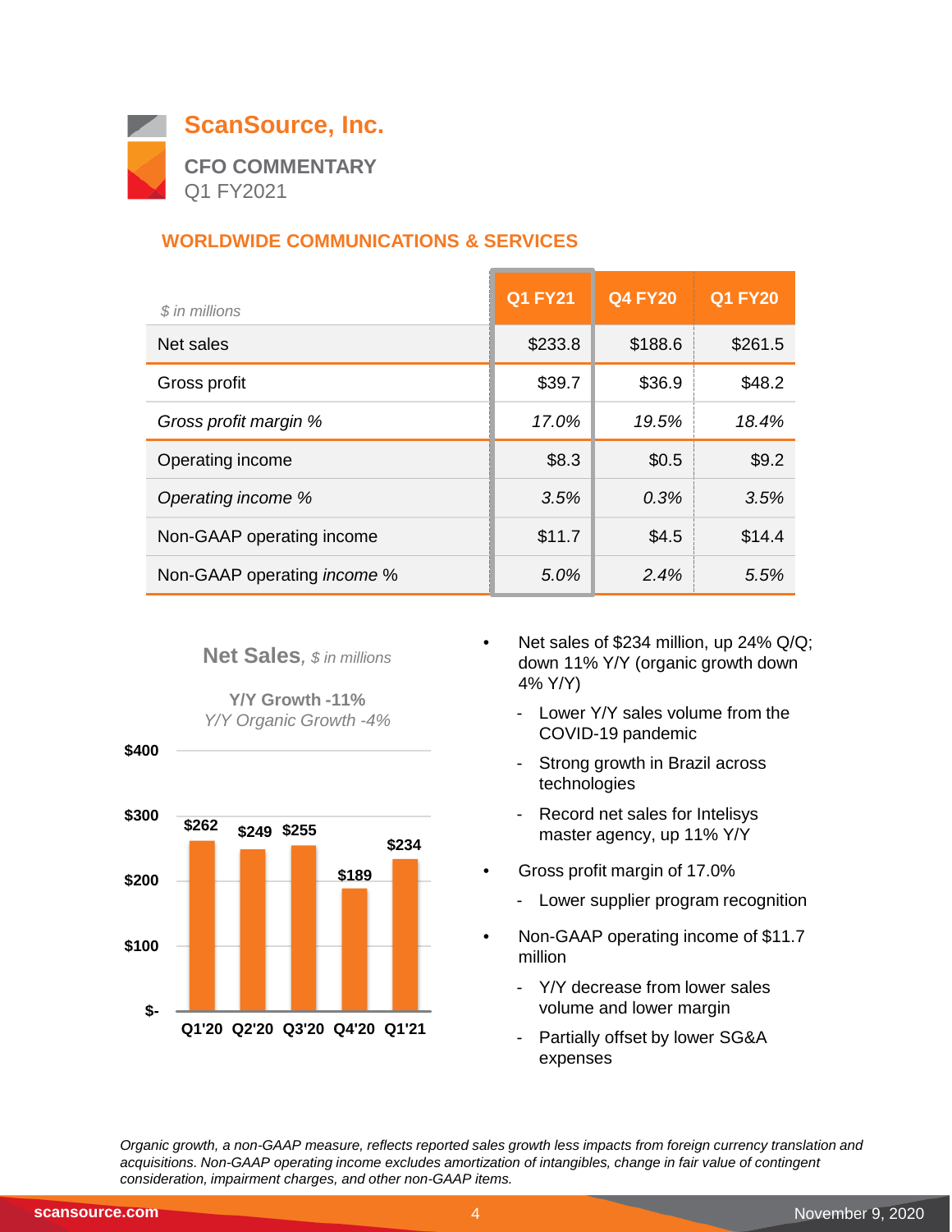# ScanSource, Inc.

**CFO COMMENTARY**
Q1 FY2021

## WORLDWIDE COMMUNICATIONS & SERVICES

| *$ in millions* | Q1 FY21 | Q4 FY20 | Q1 FY20 |
|---|---|---|---|
| Net sales | $233.8 | $188.6 | $261.5 |
| Gross profit | $39.7 | $36.9 | $48.2 |
| *Gross profit margin %* | *17.0%* | *19.5%* | *18.4%* |
| Operating income | $8.3 | $0.5 | $9.2 |
| *Operating income %* | *3.5%* | *0.3%* | *3.5%* |
| Non-GAAP operating income | $11.7 | $4.5 | $14.4 |
| Non-GAAP operating *income* % | *5.0%* | *2.4%* | *5.5%* |

**Net Sales**, *$ in millions*

**Y/Y Growth -11%**
*Y/Y Organic Growth -4%*

| Quarter | Q1'20 | Q2'20 | Q3'20 | Q4'20 | Q1'21 |
|---|---|---|---|---|---|
| Net Sales | $262 | $249 | $255 | $189 | $234 |

- Net sales of $234 million, up 24% Q/Q; down 11% Y/Y (organic growth down 4% Y/Y)
  - Lower Y/Y sales volume from the COVID-19 pandemic
  - Strong growth in Brazil across technologies
  - Record net sales for Intelisys master agency, up 11% Y/Y
- Gross profit margin of 17.0%
  - Lower supplier program recognition
- Non-GAAP operating income of $11.7 million
  - Y/Y decrease from lower sales volume and lower margin
  - Partially offset by lower SG&A expenses

*Organic growth, a non-GAAP measure, reflects reported sales growth less impacts from foreign currency translation and acquisitions. Non-GAAP operating income excludes amortization of intangibles, change in fair value of contingent consideration, impairment charges, and other non-GAAP items.*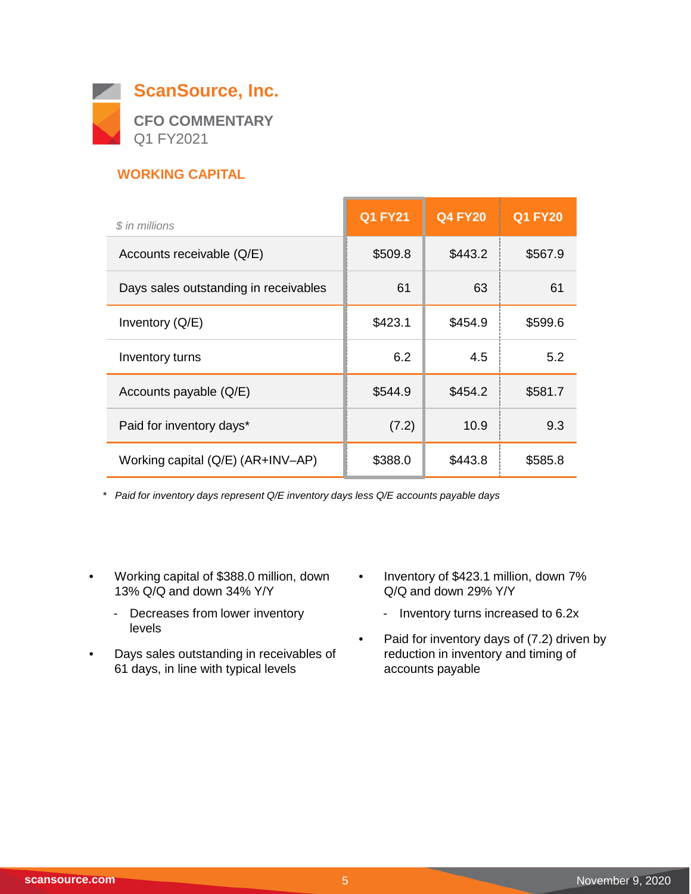# ScanSource, Inc.

## CFO COMMENTARY

Q1 FY2021

### WORKING CAPITAL

| *$ in millions* | Q1 FY21 | Q4 FY20 | Q1 FY20 |
|---|---|---|---|
| Accounts receivable (Q/E) | $509.8 | $443.2 | $567.9 |
| Days sales outstanding in receivables | 61 | 63 | 61 |
| Inventory (Q/E) | $423.1 | $454.9 | $599.6 |
| Inventory turns | 6.2 | 4.5 | 5.2 |
| Accounts payable (Q/E) | $544.9 | $454.2 | $581.7 |
| Paid for inventory days* | (7.2) | 10.9 | 9.3 |
| Working capital (Q/E) (AR+INV–AP) | $388.0 | $443.8 | $585.8 |

\* *Paid for inventory days represent Q/E inventory days less Q/E accounts payable days*

- Working capital of $388.0 million, down 13% Q/Q and down 34% Y/Y
  - Decreases from lower inventory levels
- Days sales outstanding in receivables of 61 days, in line with typical levels
- Inventory of $423.1 million, down 7% Q/Q and down 29% Y/Y
  - Inventory turns increased to 6.2x
- Paid for inventory days of (7.2) driven by reduction in inventory and timing of accounts payable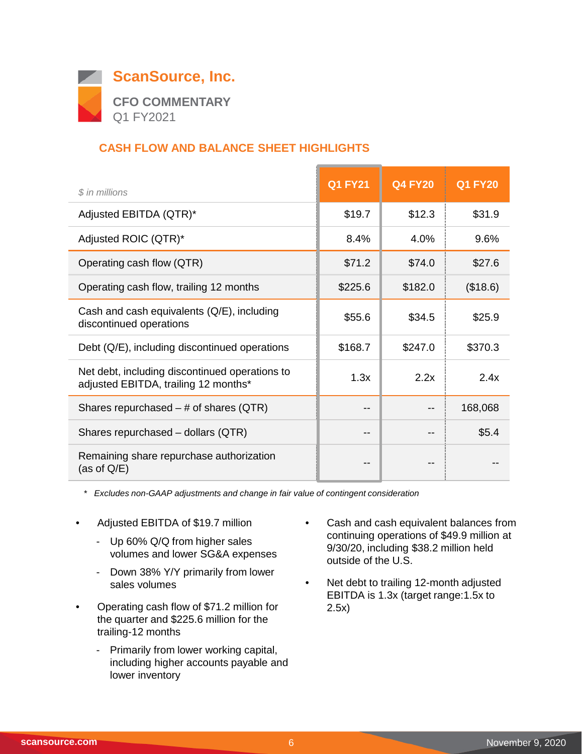# ScanSource, Inc.

## CFO COMMENTARY

Q1 FY2021

### CASH FLOW AND BALANCE SHEET HIGHLIGHTS

| *$ in millions* | Q1 FY21 | Q4 FY20 | Q1 FY20 |
|---|---|---|---|
| Adjusted EBITDA (QTR)* | $19.7 | $12.3 | $31.9 |
| Adjusted ROIC (QTR)* | 8.4% | 4.0% | 9.6% |
| Operating cash flow (QTR) | $71.2 | $74.0 | $27.6 |
| Operating cash flow, trailing 12 months | $225.6 | $182.0 | ($18.6) |
| Cash and cash equivalents (Q/E), including discontinued operations | $55.6 | $34.5 | $25.9 |
| Debt (Q/E), including discontinued operations | $168.7 | $247.0 | $370.3 |
| Net debt, including discontinued operations to adjusted EBITDA, trailing 12 months* | 1.3x | 2.2x | 2.4x |
| Shares repurchased – # of shares (QTR) | -- | -- | 168,068 |
| Shares repurchased – dollars (QTR) | -- | -- | $5.4 |
| Remaining share repurchase authorization (as of Q/E) | -- | -- | -- |

\* *Excludes non-GAAP adjustments and change in fair value of contingent consideration*

- Adjusted EBITDA of $19.7 million
  - Up 60% Q/Q from higher sales volumes and lower SG&A expenses
  - Down 38% Y/Y primarily from lower sales volumes
- Operating cash flow of $71.2 million for the quarter and $225.6 million for the trailing-12 months
  - Primarily from lower working capital, including higher accounts payable and lower inventory
- Cash and cash equivalent balances from continuing operations of $49.9 million at 9/30/20, including $38.2 million held outside of the U.S.
- Net debt to trailing 12-month adjusted EBITDA is 1.3x (target range:1.5x to 2.5x)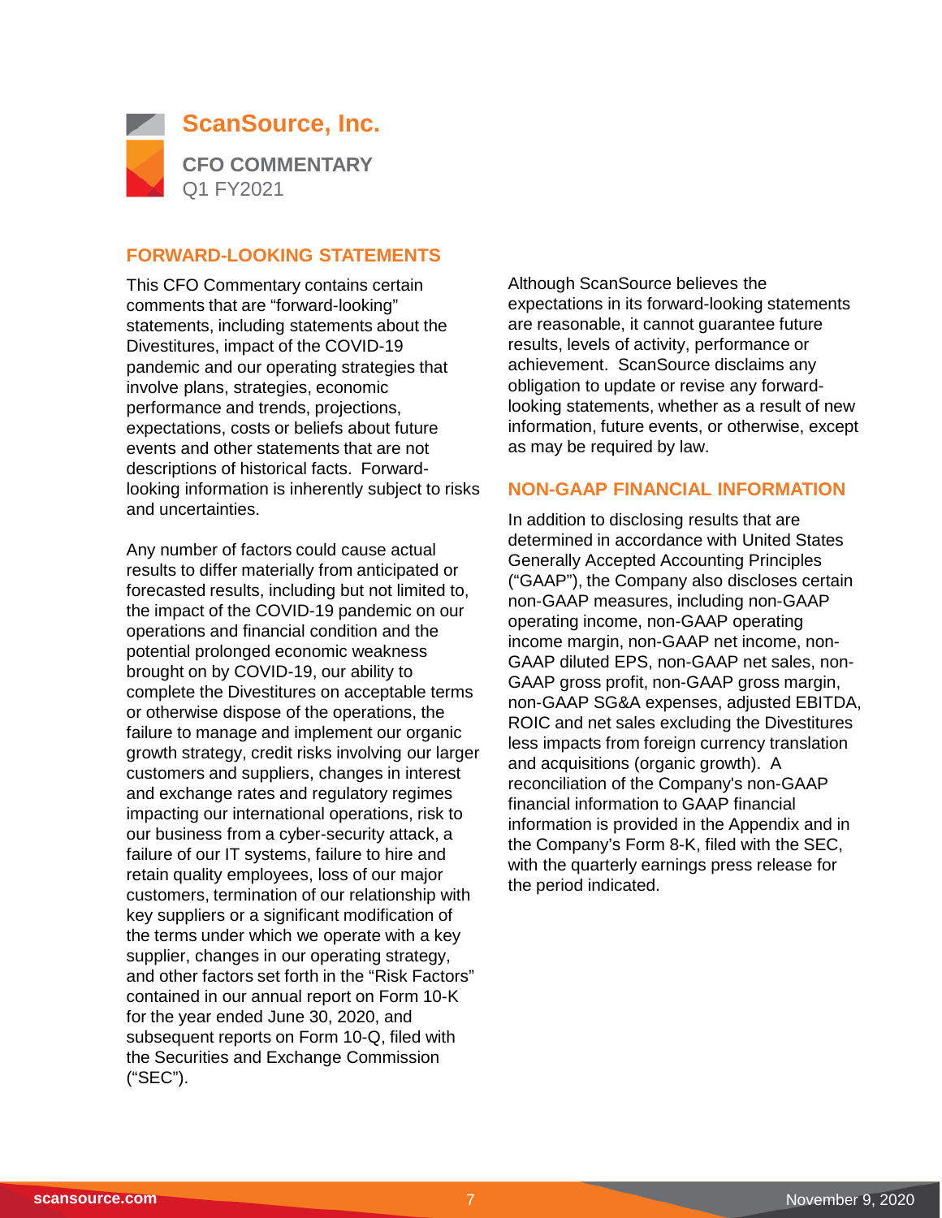# ScanSource, Inc.

**CFO COMMENTARY**
Q1 FY2021

## FORWARD-LOOKING STATEMENTS

This CFO Commentary contains certain comments that are "forward-looking" statements, including statements about the Divestitures, impact of the COVID-19 pandemic and our operating strategies that involve plans, strategies, economic performance and trends, projections, expectations, costs or beliefs about future events and other statements that are not descriptions of historical facts. Forward-looking information is inherently subject to risks and uncertainties.

Any number of factors could cause actual results to differ materially from anticipated or forecasted results, including but not limited to, the impact of the COVID-19 pandemic on our operations and financial condition and the potential prolonged economic weakness brought on by COVID-19, our ability to complete the Divestitures on acceptable terms or otherwise dispose of the operations, the failure to manage and implement our organic growth strategy, credit risks involving our larger customers and suppliers, changes in interest and exchange rates and regulatory regimes impacting our international operations, risk to our business from a cyber-security attack, a failure of our IT systems, failure to hire and retain quality employees, loss of our major customers, termination of our relationship with key suppliers or a significant modification of the terms under which we operate with a key supplier, changes in our operating strategy, and other factors set forth in the "Risk Factors" contained in our annual report on Form 10-K for the year ended June 30, 2020, and subsequent reports on Form 10-Q, filed with the Securities and Exchange Commission ("SEC").

Although ScanSource believes the expectations in its forward-looking statements are reasonable, it cannot guarantee future results, levels of activity, performance or achievement. ScanSource disclaims any obligation to update or revise any forward-looking statements, whether as a result of new information, future events, or otherwise, except as may be required by law.

## NON-GAAP FINANCIAL INFORMATION

In addition to disclosing results that are determined in accordance with United States Generally Accepted Accounting Principles ("GAAP"), the Company also discloses certain non-GAAP measures, including non-GAAP operating income, non-GAAP operating income margin, non-GAAP net income, non-GAAP diluted EPS, non-GAAP net sales, non-GAAP gross profit, non-GAAP gross margin, non-GAAP SG&A expenses, adjusted EBITDA, ROIC and net sales excluding the Divestitures less impacts from foreign currency translation and acquisitions (organic growth). A reconciliation of the Company's non-GAAP financial information to GAAP financial information is provided in the Appendix and in the Company's Form 8-K, filed with the SEC, with the quarterly earnings press release for the period indicated.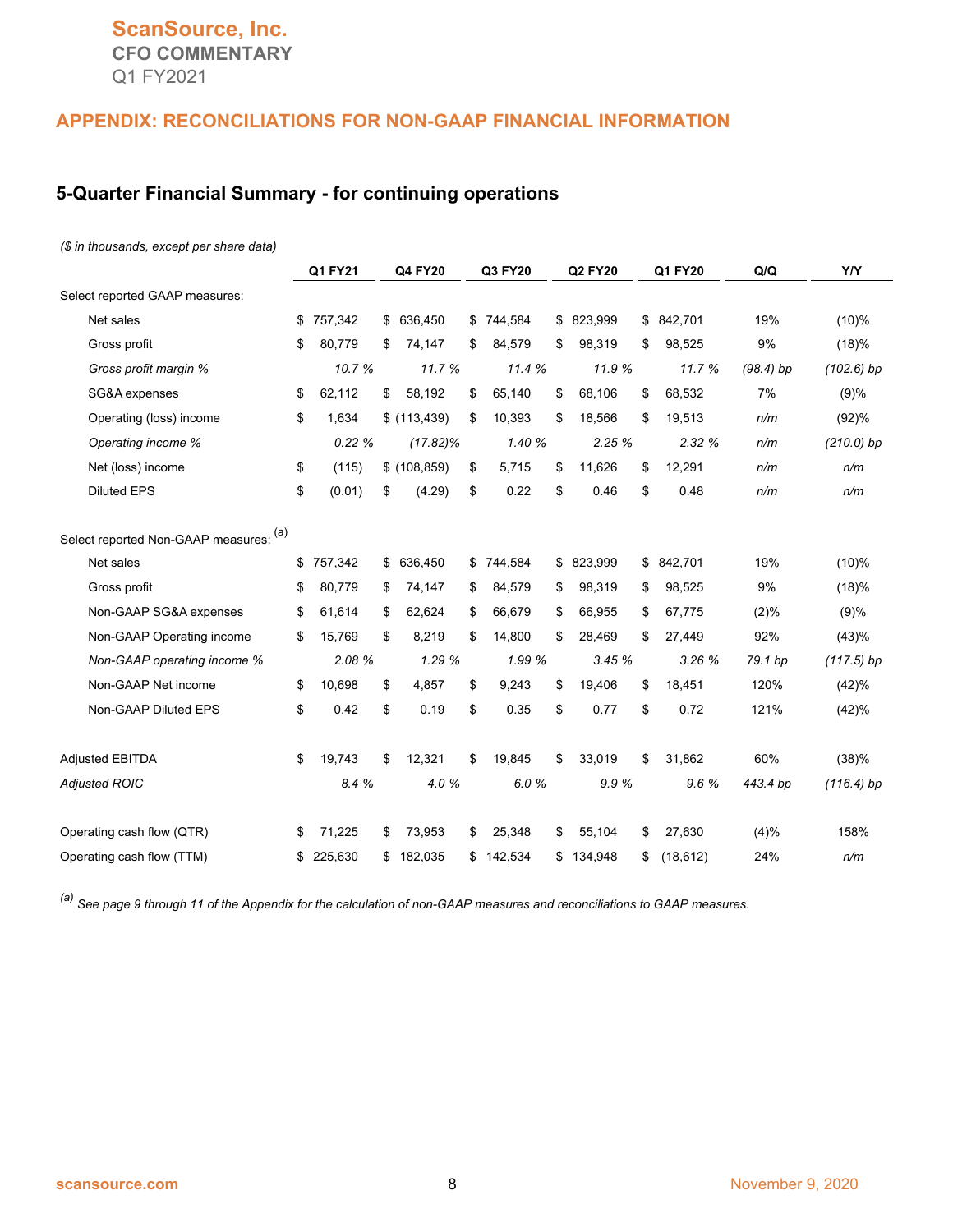## APPENDIX: RECONCILIATIONS FOR NON-GAAP FINANCIAL INFORMATION

### 5-Quarter Financial Summary - for continuing operations

*($ in thousands, except per share data)*

| | Q1 FY21 | Q4 FY20 | Q3 FY20 | Q2 FY20 | Q1 FY20 | Q/Q | Y/Y |
|---|---|---|---|---|---|---|---|
| Select reported GAAP measures: | | | | | | | |
| Net sales | $ 757,342 | $ 636,450 | $ 744,584 | $ 823,999 | $ 842,701 | 19% | (10)% |
| Gross profit | $ 80,779 | $ 74,147 | $ 84,579 | $ 98,319 | $ 98,525 | 9% | (18)% |
| *Gross profit margin %* | *10.7 %* | *11.7 %* | *11.4 %* | *11.9 %* | *11.7 %* | *(98.4) bp* | *(102.6) bp* |
| SG&A expenses | $ 62,112 | $ 58,192 | $ 65,140 | $ 68,106 | $ 68,532 | 7% | (9)% |
| Operating (loss) income | $ 1,634 | $ (113,439) | $ 10,393 | $ 18,566 | $ 19,513 | *n/m* | (92)% |
| *Operating income %* | *0.22 %* | *(17.82)%* | *1.40 %* | *2.25 %* | *2.32 %* | *n/m* | *(210.0) bp* |
| Net (loss) income | $ (115) | $ (108,859) | $ 5,715 | $ 11,626 | $ 12,291 | *n/m* | *n/m* |
| Diluted EPS | $ (0.01) | $ (4.29) | $ 0.22 | $ 0.46 | $ 0.48 | *n/m* | *n/m* |
| Select reported Non-GAAP measures: [(a)] | | | | | | | |
| Net sales | $ 757,342 | $ 636,450 | $ 744,584 | $ 823,999 | $ 842,701 | 19% | (10)% |
| Gross profit | $ 80,779 | $ 74,147 | $ 84,579 | $ 98,319 | $ 98,525 | 9% | (18)% |
| Non-GAAP SG&A expenses | $ 61,614 | $ 62,624 | $ 66,679 | $ 66,955 | $ 67,775 | (2)% | (9)% |
| Non-GAAP Operating income | $ 15,769 | $ 8,219 | $ 14,800 | $ 28,469 | $ 27,449 | 92% | (43)% |
| *Non-GAAP operating income %* | *2.08 %* | *1.29 %* | *1.99 %* | *3.45 %* | *3.26 %* | *79.1 bp* | *(117.5) bp* |
| Non-GAAP Net income | $ 10,698 | $ 4,857 | $ 9,243 | $ 19,406 | $ 18,451 | 120% | (42)% |
| Non-GAAP Diluted EPS | $ 0.42 | $ 0.19 | $ 0.35 | $ 0.77 | $ 0.72 | 121% | (42)% |
| Adjusted EBITDA | $ 19,743 | $ 12,321 | $ 19,845 | $ 33,019 | $ 31,862 | 60% | (38)% |
| *Adjusted ROIC* | *8.4 %* | *4.0 %* | *6.0 %* | *9.9 %* | *9.6 %* | *443.4 bp* | *(116.4) bp* |
| Operating cash flow (QTR) | $ 71,225 | $ 73,953 | $ 25,348 | $ 55,104 | $ 27,630 | (4)% | 158% |
| Operating cash flow (TTM) | $ 225,630 | $ 182,035 | $ 142,534 | $ 134,948 | $ (18,612) | 24% | *n/m* |

[(a)] *See page 9 through 11 of the Appendix for the calculation of non-GAAP measures and reconciliations to GAAP measures.*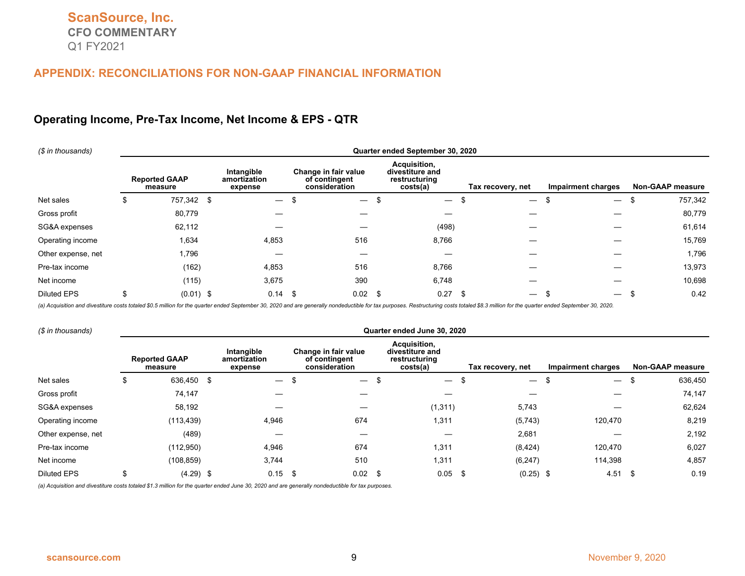# ScanSource, Inc.

**CFO COMMENTARY**

Q1 FY2021

## APPENDIX: RECONCILIATIONS FOR NON-GAAP FINANCIAL INFORMATION

### Operating Income, Pre-Tax Income, Net Income & EPS - QTR

| *($ in thousands)* | Quarter ended September 30, 2020 | | | | | | |
|---|---|---|---|---|---|---|---|
| | Reported GAAP measure | Intangible amortization expense | Change in fair value of contingent consideration | Acquisition, divestiture and restructuring costs(a) | Tax recovery, net | Impairment charges | Non-GAAP measure |
| Net sales | $ 757,342 | $ — | $ — | $ — | $ — | $ — | $ 757,342 |
| Gross profit | 80,779 | — | — | — | — | — | 80,779 |
| SG&A expenses | 62,112 | — | — | (498) | — | — | 61,614 |
| Operating income | 1,634 | 4,853 | 516 | 8,766 | — | — | 15,769 |
| Other expense, net | 1,796 | — | — | — | — | — | 1,796 |
| Pre-tax income | (162) | 4,853 | 516 | 8,766 | — | — | 13,973 |
| Net income | (115) | 3,675 | 390 | 6,748 | — | — | 10,698 |
| Diluted EPS | $ (0.01) | $ 0.14 | $ 0.02 | $ 0.27 | $ — | $ — | $ 0.42 |

*(a) Acquisition and divestiture costs totaled $0.5 million for the quarter ended September 30, 2020 and are generally nondeductible for tax purposes. Restructuring costs totaled $8.3 million for the quarter ended September 30, 2020.*

| *($ in thousands)* | Quarter ended June 30, 2020 | | | | | | |
|---|---|---|---|---|---|---|---|
| | Reported GAAP measure | Intangible amortization expense | Change in fair value of contingent consideration | Acquisition, divestiture and restructuring costs(a) | Tax recovery, net | Impairment charges | Non-GAAP measure |
| Net sales | $ 636,450 | $ — | $ — | $ — | $ — | $ — | $ 636,450 |
| Gross profit | 74,147 | — | — | — | — | — | 74,147 |
| SG&A expenses | 58,192 | — | — | (1,311) | 5,743 | — | 62,624 |
| Operating income | (113,439) | 4,946 | 674 | 1,311 | (5,743) | 120,470 | 8,219 |
| Other expense, net | (489) | — | — | — | 2,681 | — | 2,192 |
| Pre-tax income | (112,950) | 4,946 | 674 | 1,311 | (8,424) | 120,470 | 6,027 |
| Net income | (108,859) | 3,744 | 510 | 1,311 | (6,247) | 114,398 | 4,857 |
| Diluted EPS | $ (4.29) | $ 0.15 | $ 0.02 | $ 0.05 | $ (0.25) | $ 4.51 | $ 0.19 |

*(a) Acquisition and divestiture costs totaled $1.3 million for the quarter ended June 30, 2020 and are generally nondeductible for tax purposes.*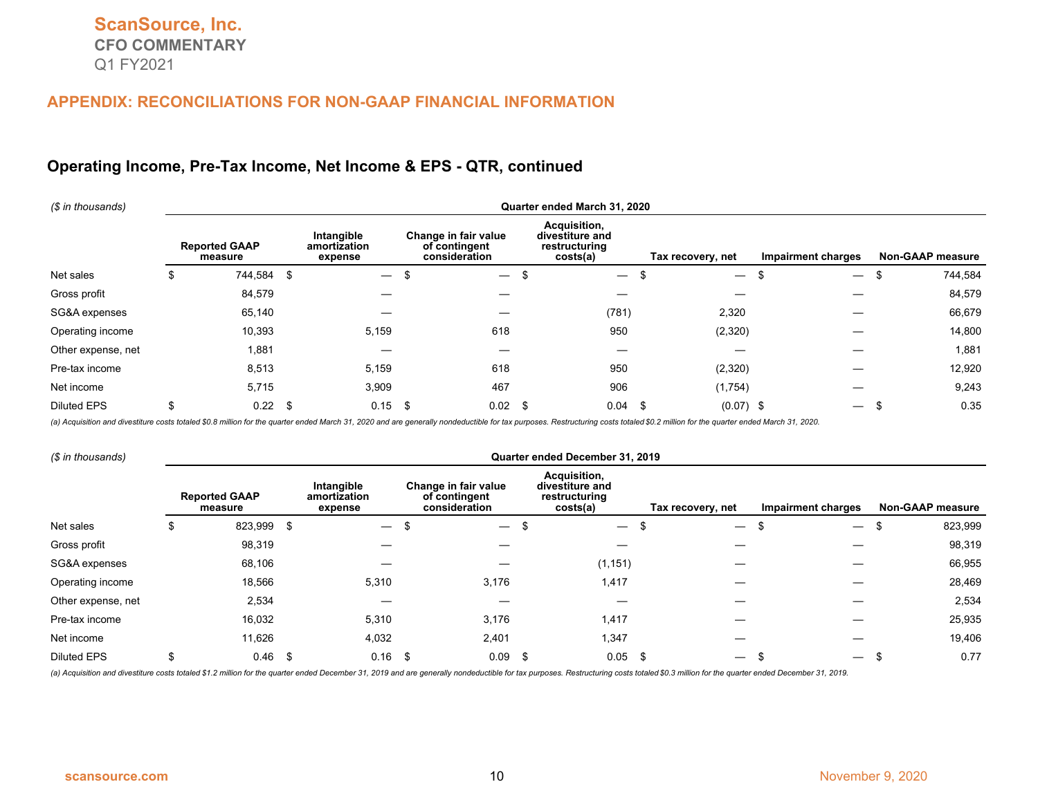ScanSource, Inc.
CFO COMMENTARY
Q1 FY2021

## APPENDIX: RECONCILIATIONS FOR NON-GAAP FINANCIAL INFORMATION

### Operating Income, Pre-Tax Income, Net Income & EPS - QTR, continued

| *($ in thousands)* | Quarter ended March 31, 2020 | | | | | | |
|---|---|---|---|---|---|---|---|
| | Reported GAAP measure | Intangible amortization expense | Change in fair value of contingent consideration | Acquisition, divestiture and restructuring costs(a) | Tax recovery, net | Impairment charges | Non-GAAP measure |
| Net sales | $ 744,584 | $ — | $ — | $ — | $ — | $ — | $ 744,584 |
| Gross profit | 84,579 | — | — | — | — | — | 84,579 |
| SG&A expenses | 65,140 | — | — | (781) | 2,320 | — | 66,679 |
| Operating income | 10,393 | 5,159 | 618 | 950 | (2,320) | — | 14,800 |
| Other expense, net | 1,881 | — | — | — | — | — | 1,881 |
| Pre-tax income | 8,513 | 5,159 | 618 | 950 | (2,320) | — | 12,920 |
| Net income | 5,715 | 3,909 | 467 | 906 | (1,754) | — | 9,243 |
| Diluted EPS | $ 0.22 | $ 0.15 | $ 0.02 | $ 0.04 | $ (0.07) | $ — | $ 0.35 |

*(a) Acquisition and divestiture costs totaled $0.8 million for the quarter ended March 31, 2020 and are generally nondeductible for tax purposes. Restructuring costs totaled $0.2 million for the quarter ended March 31, 2020.*

| *($ in thousands)* | Quarter ended December 31, 2019 | | | | | | |
|---|---|---|---|---|---|---|---|
| | Reported GAAP measure | Intangible amortization expense | Change in fair value of contingent consideration | Acquisition, divestiture and restructuring costs(a) | Tax recovery, net | Impairment charges | Non-GAAP measure |
| Net sales | $ 823,999 | $ — | $ — | $ — | $ — | $ — | $ 823,999 |
| Gross profit | 98,319 | — | — | — | — | — | 98,319 |
| SG&A expenses | 68,106 | — | — | (1,151) | — | — | 66,955 |
| Operating income | 18,566 | 5,310 | 3,176 | 1,417 | — | — | 28,469 |
| Other expense, net | 2,534 | — | — | — | — | — | 2,534 |
| Pre-tax income | 16,032 | 5,310 | 3,176 | 1,417 | — | — | 25,935 |
| Net income | 11,626 | 4,032 | 2,401 | 1,347 | — | — | 19,406 |
| Diluted EPS | $ 0.46 | $ 0.16 | $ 0.09 | $ 0.05 | $ — | $ — | $ 0.77 |

*(a) Acquisition and divestiture costs totaled $1.2 million for the quarter ended December 31, 2019 and are generally nondeductible for tax purposes. Restructuring costs totaled $0.3 million for the quarter ended December 31, 2019.*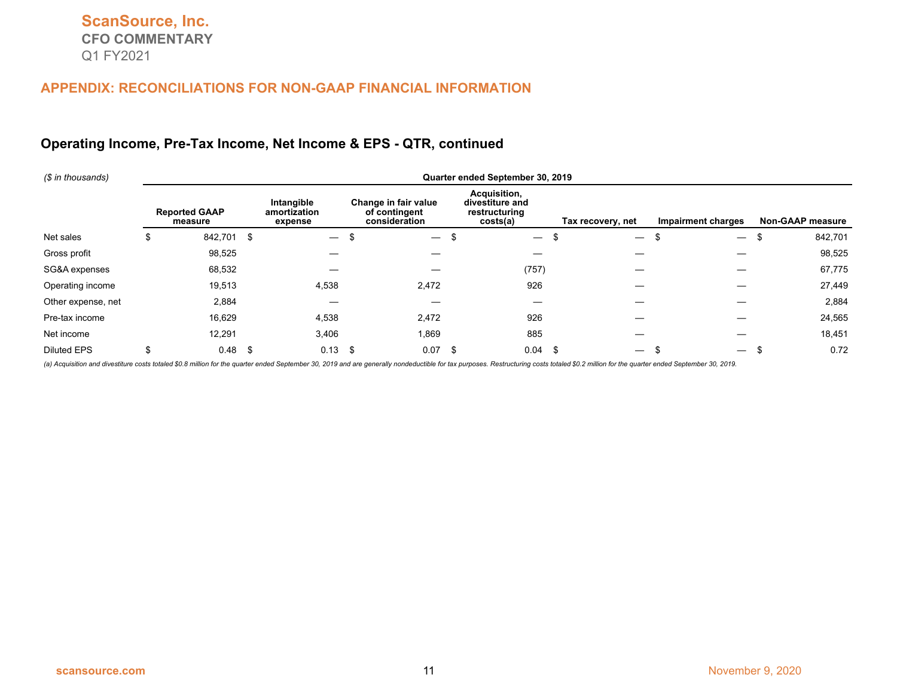# ScanSource, Inc.

**CFO COMMENTARY**

Q1 FY2021

## APPENDIX: RECONCILIATIONS FOR NON-GAAP FINANCIAL INFORMATION

### Operating Income, Pre-Tax Income, Net Income & EPS - QTR, continued

| *($ in thousands)* | Quarter ended September 30, 2019 | | | | | | |
|---|---|---|---|---|---|---|---|
| | Reported GAAP measure | Intangible amortization expense | Change in fair value of contingent consideration | Acquisition, divestiture and restructuring costs(a) | Tax recovery, net | Impairment charges | Non-GAAP measure |
| Net sales | $ 842,701 | $ — | $ — | $ — | $ — | $ — | $ 842,701 |
| Gross profit | 98,525 | — | — | — | — | — | 98,525 |
| SG&A expenses | 68,532 | — | — | (757) | — | — | 67,775 |
| Operating income | 19,513 | 4,538 | 2,472 | 926 | — | — | 27,449 |
| Other expense, net | 2,884 | — | — | — | — | — | 2,884 |
| Pre-tax income | 16,629 | 4,538 | 2,472 | 926 | — | — | 24,565 |
| Net income | 12,291 | 3,406 | 1,869 | 885 | — | — | 18,451 |
| Diluted EPS | $ 0.48 | $ 0.13 | $ 0.07 | $ 0.04 | $ — | $ — | $ 0.72 |

*(a) Acquisition and divestiture costs totaled $0.8 million for the quarter ended September 30, 2019 and are generally nondeductible for tax purposes. Restructuring costs totaled $0.2 million for the quarter ended September 30, 2019.*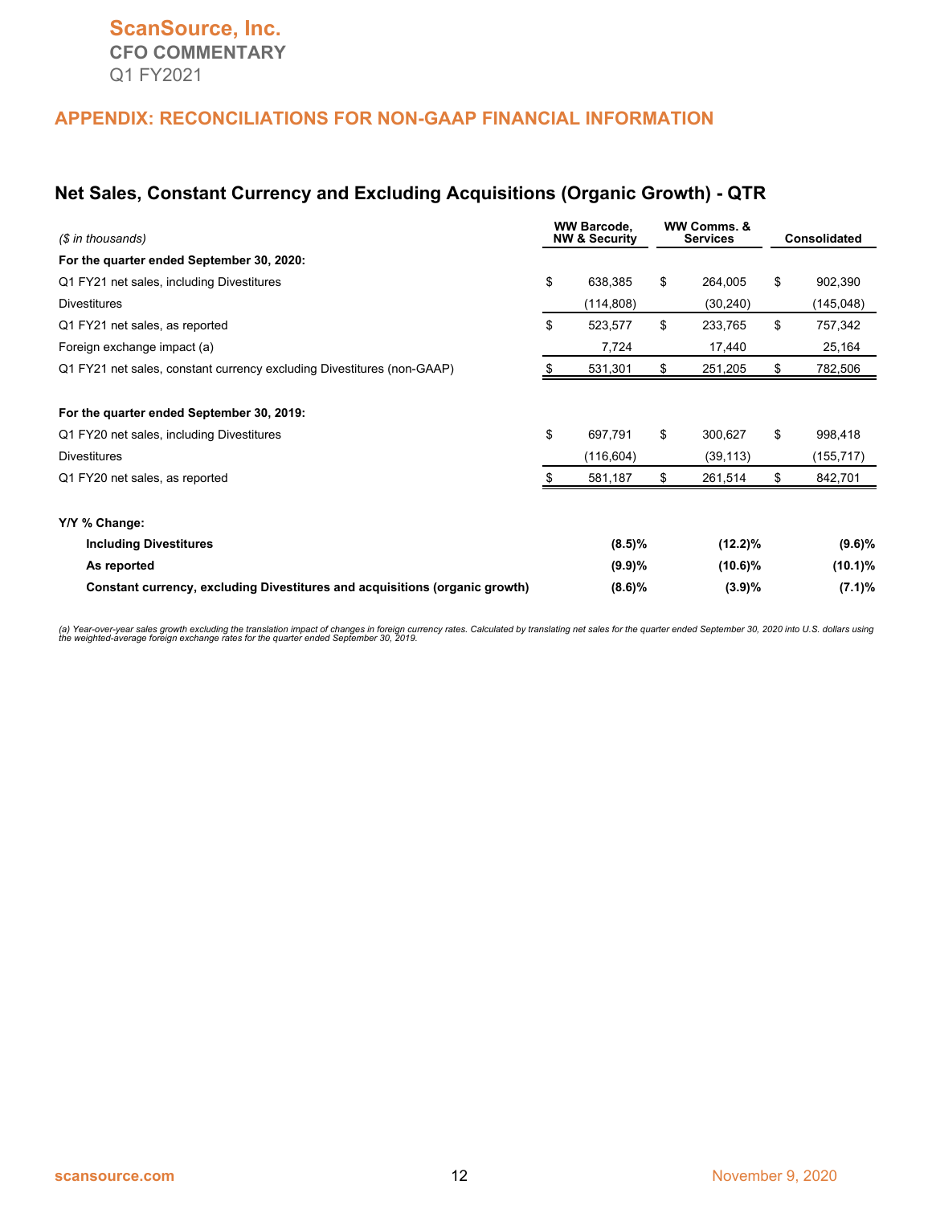## APPENDIX: RECONCILIATIONS FOR NON-GAAP FINANCIAL INFORMATION

### Net Sales, Constant Currency and Excluding Acquisitions (Organic Growth) - QTR

| *($ in thousands)* | WW Barcode, NW & Security | WW Comms. & Services | Consolidated |
|---|---|---|---|
| **For the quarter ended September 30, 2020:** | | | |
| Q1 FY21 net sales, including Divestitures | $ 638,385 | $ 264,005 | $ 902,390 |
| Divestitures | (114,808) | (30,240) | (145,048) |
| Q1 FY21 net sales, as reported | $ 523,577 | $ 233,765 | $ 757,342 |
| Foreign exchange impact (a) | 7,724 | 17,440 | 25,164 |
| Q1 FY21 net sales, constant currency excluding Divestitures (non-GAAP) | $ 531,301 | $ 251,205 | $ 782,506 |
| **For the quarter ended September 30, 2019:** | | | |
| Q1 FY20 net sales, including Divestitures | $ 697,791 | $ 300,627 | $ 998,418 |
| Divestitures | (116,604) | (39,113) | (155,717) |
| Q1 FY20 net sales, as reported | $ 581,187 | $ 261,514 | $ 842,701 |
| **Y/Y % Change:** | | | |
| **Including Divestitures** | **(8.5)%** | **(12.2)%** | **(9.6)%** |
| **As reported** | **(9.9)%** | **(10.6)%** | **(10.1)%** |
| **Constant currency, excluding Divestitures and acquisitions (organic growth)** | **(8.6)%** | **(3.9)%** | **(7.1)%** |

*(a) Year-over-year sales growth excluding the translation impact of changes in foreign currency rates. Calculated by translating net sales for the quarter ended September 30, 2020 into U.S. dollars using the weighted-average foreign exchange rates for the quarter ended September 30, 2019.*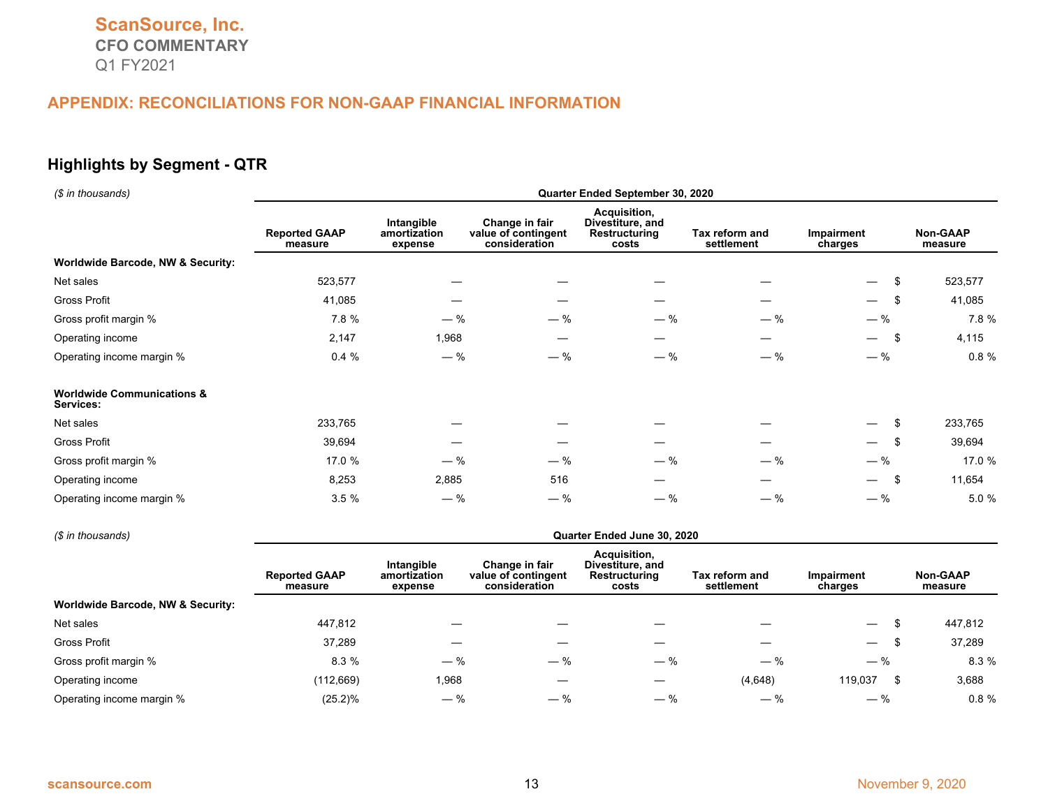## APPENDIX: RECONCILIATIONS FOR NON-GAAP FINANCIAL INFORMATION

### Highlights by Segment - QTR

| *($ in thousands)* | Quarter Ended September 30, 2020 | | | | | | |
|---|---|---|---|---|---|---|---|
| | Reported GAAP measure | Intangible amortization expense | Change in fair value of contingent consideration | Acquisition, Divestiture, and Restructuring costs | Tax reform and settlement | Impairment charges | Non-GAAP measure |
| **Worldwide Barcode, NW & Security:** | | | | | | | |
| Net sales | 523,577 | — | — | — | — | — | $ 523,577 |
| Gross Profit | 41,085 | — | — | — | — | — | $ 41,085 |
| Gross profit margin % | 7.8 % | — % | — % | — % | — % | — % | 7.8 % |
| Operating income | 2,147 | 1,968 | — | — | — | — | $ 4,115 |
| Operating income margin % | 0.4 % | — % | — % | — % | — % | — % | 0.8 % |
| **Worldwide Communications & Services:** | | | | | | | |
| Net sales | 233,765 | — | — | — | — | — | $ 233,765 |
| Gross Profit | 39,694 | — | — | — | — | — | $ 39,694 |
| Gross profit margin % | 17.0 % | — % | — % | — % | — % | — % | 17.0 % |
| Operating income | 8,253 | 2,885 | 516 | — | — | — | $ 11,654 |
| Operating income margin % | 3.5 % | — % | — % | — % | — % | — % | 5.0 % |

| *($ in thousands)* | Quarter Ended June 30, 2020 | | | | | | |
|---|---|---|---|---|---|---|---|
| | Reported GAAP measure | Intangible amortization expense | Change in fair value of contingent consideration | Acquisition, Divestiture, and Restructuring costs | Tax reform and settlement | Impairment charges | Non-GAAP measure |
| **Worldwide Barcode, NW & Security:** | | | | | | | |
| Net sales | 447,812 | — | — | — | — | — | $ 447,812 |
| Gross Profit | 37,289 | — | — | — | — | — | $ 37,289 |
| Gross profit margin % | 8.3 % | — % | — % | — % | — % | — % | 8.3 % |
| Operating income | (112,669) | 1,968 | — | — | (4,648) | 119,037 | $ 3,688 |
| Operating income margin % | (25.2)% | — % | — % | — % | — % | — % | 0.8 % |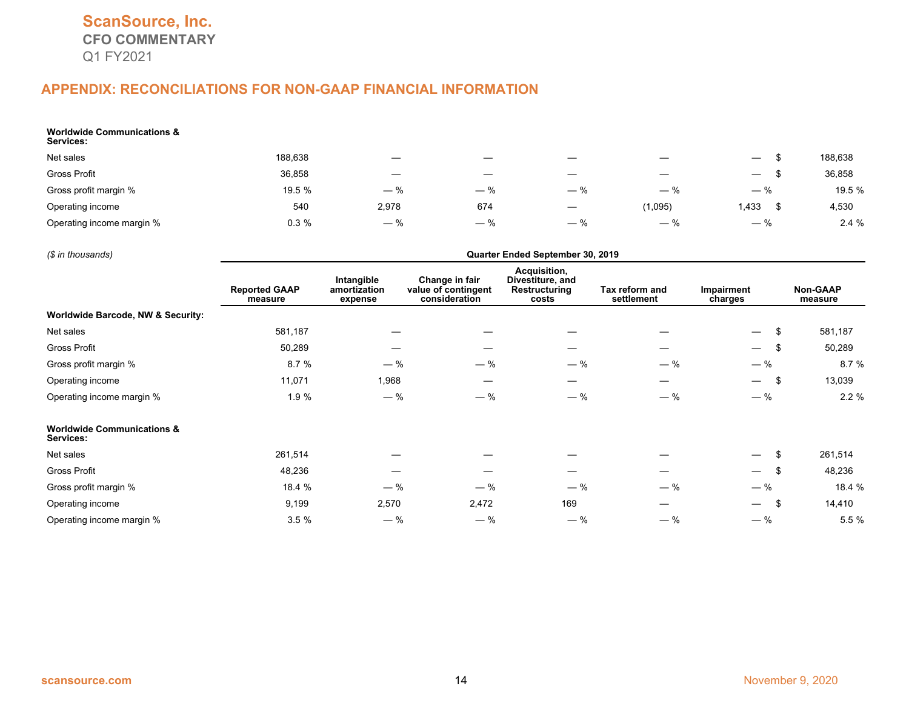## APPENDIX: RECONCILIATIONS FOR NON-GAAP FINANCIAL INFORMATION

| | Reported GAAP measure | Intangible amortization expense | Change in fair value of contingent consideration | Acquisition, Divestiture, and Restructuring costs | Tax reform and settlement | Impairment charges | Non-GAAP measure |
|---|---|---|---|---|---|---|---|
| **Worldwide Communications & Services:** | | | | | | | |
| Net sales | 188,638 | — | — | — | — | — | $ 188,638 |
| Gross Profit | 36,858 | — | — | — | — | — | $ 36,858 |
| Gross profit margin % | 19.5 % | — % | — % | — % | — % | — % | 19.5 % |
| Operating income | 540 | 2,978 | 674 | — | (1,095) | 1,433 | $ 4,530 |
| Operating income margin % | 0.3 % | — % | — % | — % | — % | — % | 2.4 % |

*($ in thousands)*

| | Quarter Ended September 30, 2019 | | | | | | |
|---|---|---|---|---|---|---|---|
| | Reported GAAP measure | Intangible amortization expense | Change in fair value of contingent consideration | Acquisition, Divestiture, and Restructuring costs | Tax reform and settlement | Impairment charges | Non-GAAP measure |
| **Worldwide Barcode, NW & Security:** | | | | | | | |
| Net sales | 581,187 | — | — | — | — | — | $ 581,187 |
| Gross Profit | 50,289 | — | — | — | — | — | $ 50,289 |
| Gross profit margin % | 8.7 % | — % | — % | — % | — % | — % | 8.7 % |
| Operating income | 11,071 | 1,968 | — | — | — | — | $ 13,039 |
| Operating income margin % | 1.9 % | — % | — % | — % | — % | — % | 2.2 % |
| **Worldwide Communications & Services:** | | | | | | | |
| Net sales | 261,514 | — | — | — | — | — | $ 261,514 |
| Gross Profit | 48,236 | — | — | — | — | — | $ 48,236 |
| Gross profit margin % | 18.4 % | — % | — % | — % | — % | — % | 18.4 % |
| Operating income | 9,199 | 2,570 | 2,472 | 169 | — | — | $ 14,410 |
| Operating income margin % | 3.5 % | — % | — % | — % | — % | — % | 5.5 % |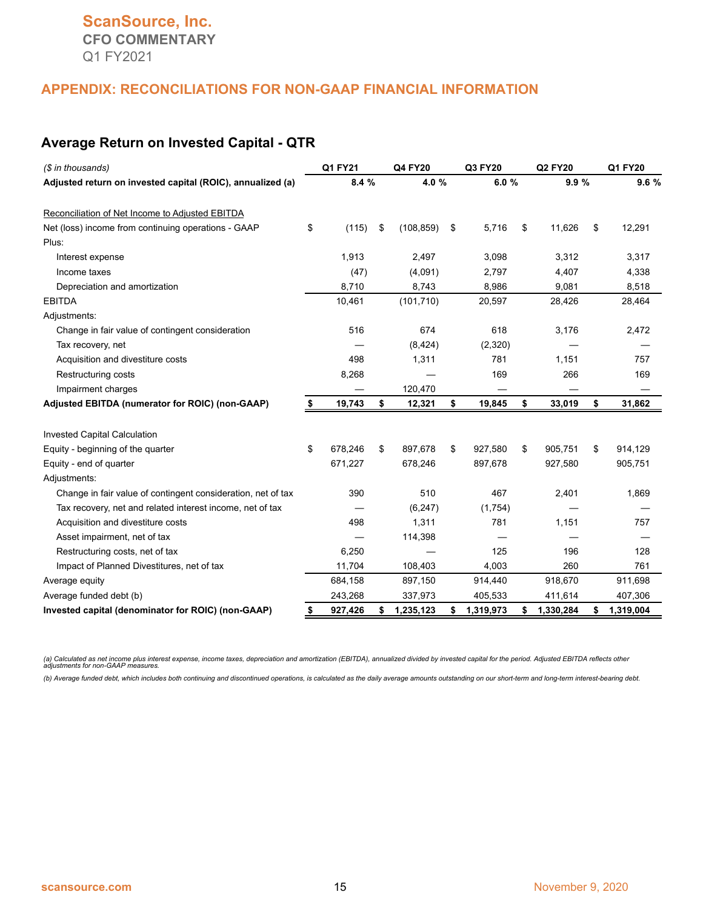## APPENDIX: RECONCILIATIONS FOR NON-GAAP FINANCIAL INFORMATION

### Average Return on Invested Capital - QTR

| *($ in thousands)* | Q1 FY21 | Q4 FY20 | Q3 FY20 | Q2 FY20 | Q1 FY20 |
|---|---|---|---|---|---|
| **Adjusted return on invested capital (ROIC), annualized (a)** | **8.4 %** | **4.0 %** | **6.0 %** | **9.9 %** | **9.6 %** |
| | | | | | |
| Reconciliation of Net Income to Adjusted EBITDA | | | | | |
| Net (loss) income from continuing operations - GAAP | $ (115) | $ (108,859) | $ 5,716 | $ 11,626 | $ 12,291 |
| Plus: | | | | | |
| Interest expense | 1,913 | 2,497 | 3,098 | 3,312 | 3,317 |
| Income taxes | (47) | (4,091) | 2,797 | 4,407 | 4,338 |
| Depreciation and amortization | 8,710 | 8,743 | 8,986 | 9,081 | 8,518 |
| EBITDA | 10,461 | (101,710) | 20,597 | 28,426 | 28,464 |
| Adjustments: | | | | | |
| Change in fair value of contingent consideration | 516 | 674 | 618 | 3,176 | 2,472 |
| Tax recovery, net | — | (8,424) | (2,320) | — | — |
| Acquisition and divestiture costs | 498 | 1,311 | 781 | 1,151 | 757 |
| Restructuring costs | 8,268 | — | 169 | 266 | 169 |
| Impairment charges | — | 120,470 | — | — | — |
| **Adjusted EBITDA (numerator for ROIC) (non-GAAP)** | **$ 19,743** | **$ 12,321** | **$ 19,845** | **$ 33,019** | **$ 31,862** |
| | | | | | |
| Invested Capital Calculation | | | | | |
| Equity - beginning of the quarter | $ 678,246 | $ 897,678 | $ 927,580 | $ 905,751 | $ 914,129 |
| Equity - end of quarter | 671,227 | 678,246 | 897,678 | 927,580 | 905,751 |
| Adjustments: | | | | | |
| Change in fair value of contingent consideration, net of tax | 390 | 510 | 467 | 2,401 | 1,869 |
| Tax recovery, net and related interest income, net of tax | — | (6,247) | (1,754) | — | — |
| Acquisition and divestiture costs | 498 | 1,311 | 781 | 1,151 | 757 |
| Asset impairment, net of tax | — | 114,398 | — | — | — |
| Restructuring costs, net of tax | 6,250 | — | 125 | 196 | 128 |
| Impact of Planned Divestitures, net of tax | 11,704 | 108,403 | 4,003 | 260 | 761 |
| Average equity | 684,158 | 897,150 | 914,440 | 918,670 | 911,698 |
| Average funded debt (b) | 243,268 | 337,973 | 405,533 | 411,614 | 407,306 |
| **Invested capital (denominator for ROIC) (non-GAAP)** | **$ 927,426** | **$ 1,235,123** | **$ 1,319,973** | **$ 1,330,284** | **$ 1,319,004** |

*(a) Calculated as net income plus interest expense, income taxes, depreciation and amortization (EBITDA), annualized divided by invested capital for the period. Adjusted EBITDA reflects other adjustments for non-GAAP measures.*

*(b) Average funded debt, which includes both continuing and discontinued operations, is calculated as the daily average amounts outstanding on our short-term and long-term interest-bearing debt.*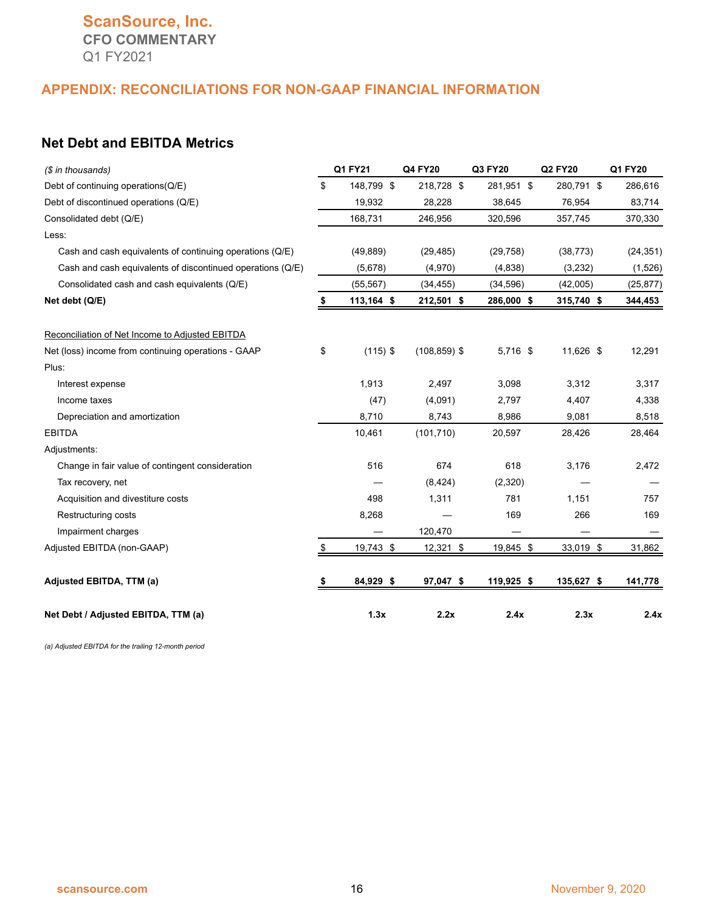## APPENDIX: RECONCILIATIONS FOR NON-GAAP FINANCIAL INFORMATION

### Net Debt and EBITDA Metrics

| *($ in thousands)* | Q1 FY21 | Q4 FY20 | Q3 FY20 | Q2 FY20 | Q1 FY20 |
|---|---|---|---|---|---|
| Debt of continuing operations(Q/E) | $ 148,799 | $ 218,728 | $ 281,951 | $ 280,791 | $ 286,616 |
| Debt of discontinued operations (Q/E) | 19,932 | 28,228 | 38,645 | 76,954 | 83,714 |
| Consolidated debt (Q/E) | 168,731 | 246,956 | 320,596 | 357,745 | 370,330 |
| Less: | | | | | |
| Cash and cash equivalents of continuing operations (Q/E) | (49,889) | (29,485) | (29,758) | (38,773) | (24,351) |
| Cash and cash equivalents of discontinued operations (Q/E) | (5,678) | (4,970) | (4,838) | (3,232) | (1,526) |
| Consolidated cash and cash equivalents (Q/E) | (55,567) | (34,455) | (34,596) | (42,005) | (25,877) |
| **Net debt (Q/E)** | **$ 113,164** | **$ 212,501** | **$ 286,000** | **$ 315,740** | **$ 344,453** |
| | | | | | |
| Reconciliation of Net Income to Adjusted EBITDA | | | | | |
| Net (loss) income from continuing operations - GAAP | $ (115) | $ (108,859) | $ 5,716 | $ 11,626 | $ 12,291 |
| Plus: | | | | | |
| Interest expense | 1,913 | 2,497 | 3,098 | 3,312 | 3,317 |
| Income taxes | (47) | (4,091) | 2,797 | 4,407 | 4,338 |
| Depreciation and amortization | 8,710 | 8,743 | 8,986 | 9,081 | 8,518 |
| EBITDA | 10,461 | (101,710) | 20,597 | 28,426 | 28,464 |
| Adjustments: | | | | | |
| Change in fair value of contingent consideration | 516 | 674 | 618 | 3,176 | 2,472 |
| Tax recovery, net | — | (8,424) | (2,320) | — | — |
| Acquisition and divestiture costs | 498 | 1,311 | 781 | 1,151 | 757 |
| Restructuring costs | 8,268 | — | 169 | 266 | 169 |
| Impairment charges | — | 120,470 | — | — | — |
| Adjusted EBITDA (non-GAAP) | $ 19,743 | $ 12,321 | $ 19,845 | $ 33,019 | $ 31,862 |
| | | | | | |
| **Adjusted EBITDA, TTM (a)** | **$ 84,929** | **$ 97,047** | **$ 119,925** | **$ 135,627** | **$ 141,778** |
| | | | | | |
| **Net Debt / Adjusted EBITDA, TTM (a)** | **1.3x** | **2.2x** | **2.4x** | **2.3x** | **2.4x** |

*(a) Adjusted EBITDA for the trailing 12-month period*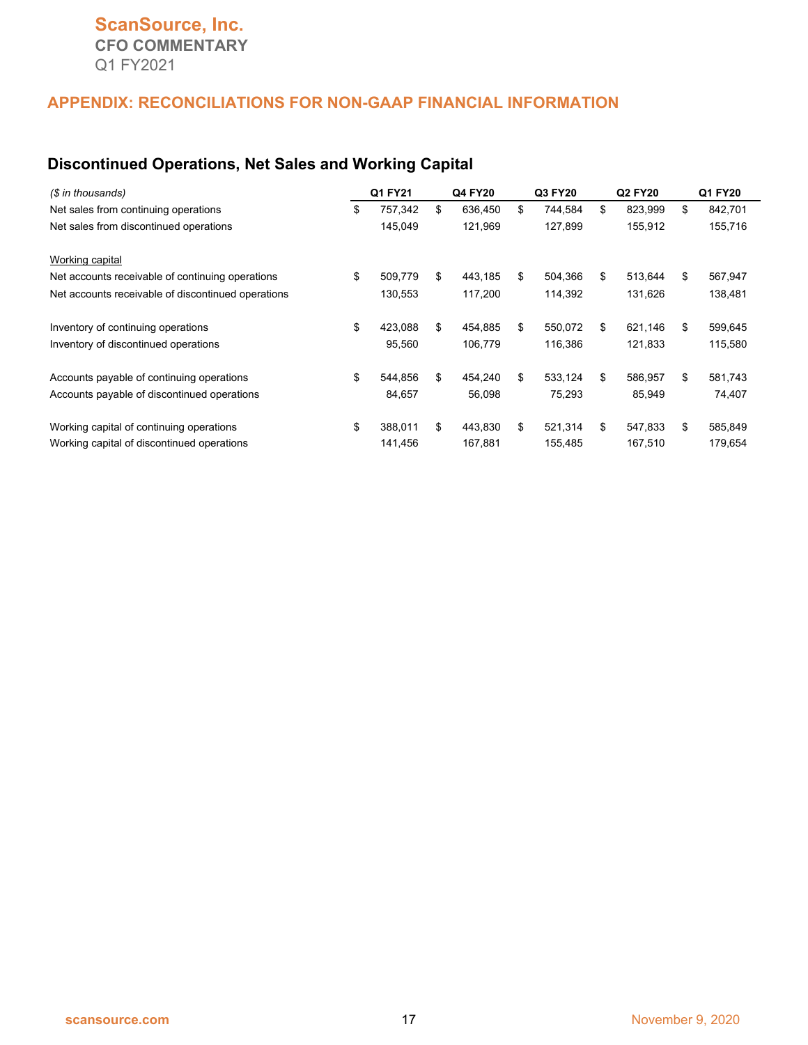ScanSource, Inc.
CFO COMMENTARY
Q1 FY2021

## APPENDIX: RECONCILIATIONS FOR NON-GAAP FINANCIAL INFORMATION

### Discontinued Operations, Net Sales and Working Capital

| *($ in thousands)* | Q1 FY21 | Q4 FY20 | Q3 FY20 | Q2 FY20 | Q1 FY20 |
|---|---|---|---|---|---|
| Net sales from continuing operations | $ 757,342 | $ 636,450 | $ 744,584 | $ 823,999 | $ 842,701 |
| Net sales from discontinued operations | 145,049 | 121,969 | 127,899 | 155,912 | 155,716 |
| | | | | | |
| Working capital | | | | | |
| Net accounts receivable of continuing operations | $ 509,779 | $ 443,185 | $ 504,366 | $ 513,644 | $ 567,947 |
| Net accounts receivable of discontinued operations | 130,553 | 117,200 | 114,392 | 131,626 | 138,481 |
| | | | | | |
| Inventory of continuing operations | $ 423,088 | $ 454,885 | $ 550,072 | $ 621,146 | $ 599,645 |
| Inventory of discontinued operations | 95,560 | 106,779 | 116,386 | 121,833 | 115,580 |
| | | | | | |
| Accounts payable of continuing operations | $ 544,856 | $ 454,240 | $ 533,124 | $ 586,957 | $ 581,743 |
| Accounts payable of discontinued operations | 84,657 | 56,098 | 75,293 | 85,949 | 74,407 |
| | | | | | |
| Working capital of continuing operations | $ 388,011 | $ 443,830 | $ 521,314 | $ 547,833 | $ 585,849 |
| Working capital of discontinued operations | 141,456 | 167,881 | 155,485 | 167,510 | 179,654 |

scansource.com

November 9, 2020